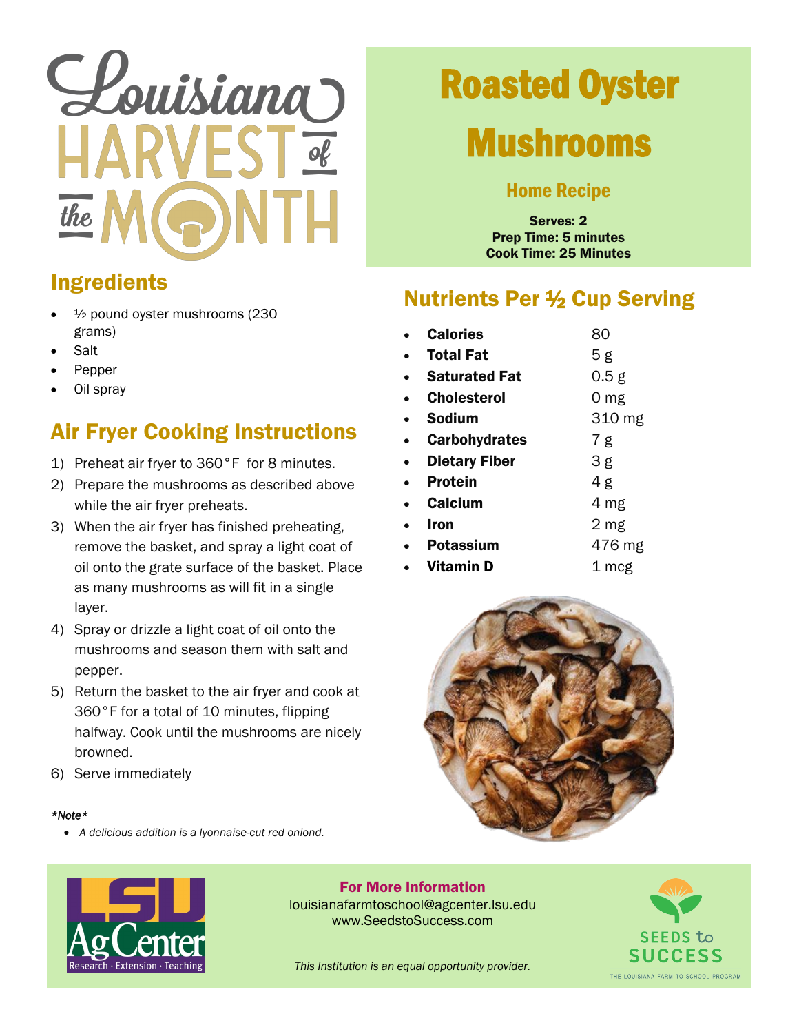# Louisiana Harvest of the Month

# Roasted Oyster Mushrooms

### Home Recipe

**Serves: 2**
**Prep Time: 5 minutes**
**Cook Time: 25 Minutes**

## Ingredients

- ½ pound oyster mushrooms (230 grams)
- Salt
- Pepper
- Oil spray

## Air Fryer Cooking Instructions

1) Preheat air fryer to 360°F for 8 minutes.
2) Prepare the mushrooms as described above while the air fryer preheats.
3) When the air fryer has finished preheating, remove the basket, and spray a light coat of oil onto the grate surface of the basket. Place as many mushrooms as will fit in a single layer.
4) Spray or drizzle a light coat of oil onto the mushrooms and season them with salt and pepper.
5) Return the basket to the air fryer and cook at 360°F for a total of 10 minutes, flipping halfway. Cook until the mushrooms are nicely browned.
6) Serve immediately

***Note***

- *A delicious addition is a lyonnaise-cut red oniond.*

## Nutrients Per ½ Cup Serving

- **Calories** 80
- **Total Fat** 5 g
- **Saturated Fat** 0.5 g
- **Cholesterol** 0 mg
- **Sodium** 310 mg
- **Carbohydrates** 7 g
- **Dietary Fiber** 3 g
- **Protein** 4 g
- **Calcium** 4 mg
- **Iron** 2 mg
- **Potassium** 476 mg
- **Vitamin D** 1 mcg

**For More Information**
louisianafarmtoschool@agcenter.lsu.edu
www.SeedstoSuccess.com

*This Institution is an equal opportunity provider.*

LSU AgCenter Research · Extension · Teaching

SEEDS to SUCCESS
THE LOUISIANA FARM TO SCHOOL PROGRAM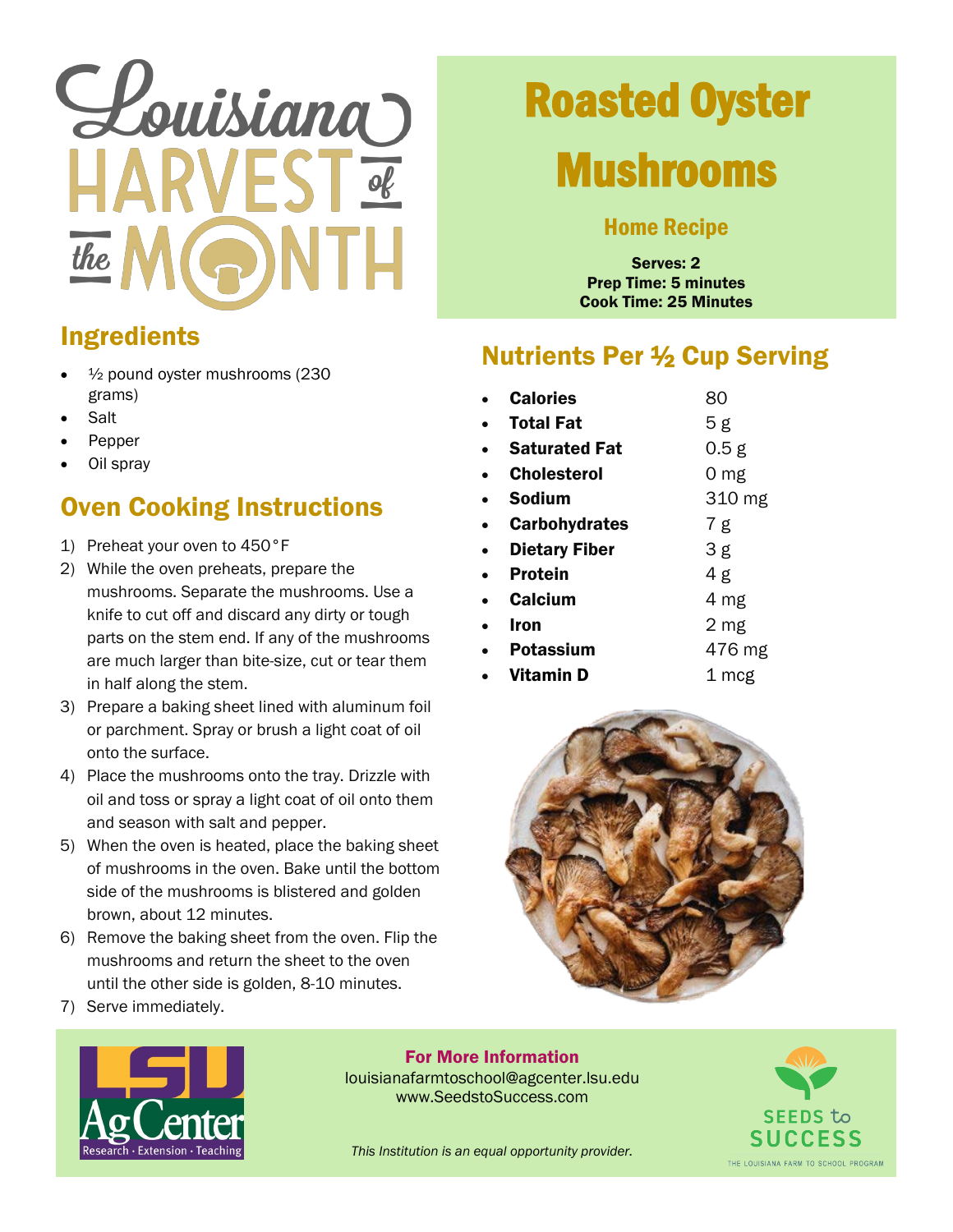# Roasted Oyster Mushrooms

### Home Recipe

**Serves: 2**
**Prep Time: 5 minutes**
**Cook Time: 25 Minutes**

## Ingredients

- ½ pound oyster mushrooms (230 grams)
- Salt
- Pepper
- Oil spray

## Oven Cooking Instructions

1) Preheat your oven to 450°F
2) While the oven preheats, prepare the mushrooms. Separate the mushrooms. Use a knife to cut off and discard any dirty or tough parts on the stem end. If any of the mushrooms are much larger than bite-size, cut or tear them in half along the stem.
3) Prepare a baking sheet lined with aluminum foil or parchment. Spray or brush a light coat of oil onto the surface.
4) Place the mushrooms onto the tray. Drizzle with oil and toss or spray a light coat of oil onto them and season with salt and pepper.
5) When the oven is heated, place the baking sheet of mushrooms in the oven. Bake until the bottom side of the mushrooms is blistered and golden brown, about 12 minutes.
6) Remove the baking sheet from the oven. Flip the mushrooms and return the sheet to the oven until the other side is golden, 8-10 minutes.
7) Serve immediately.

## Nutrients Per ½ Cup Serving

- **Calories** 80
- **Total Fat** 5 g
- **Saturated Fat** 0.5 g
- **Cholesterol** 0 mg
- **Sodium** 310 mg
- **Carbohydrates** 7 g
- **Dietary Fiber** 3 g
- **Protein** 4 g
- **Calcium** 4 mg
- **Iron** 2 mg
- **Potassium** 476 mg
- **Vitamin D** 1 mcg

**For More Information**
louisianafarmtoschool@agcenter.lsu.edu
www.SeedstoSuccess.com

*This Institution is an equal opportunity provider.*